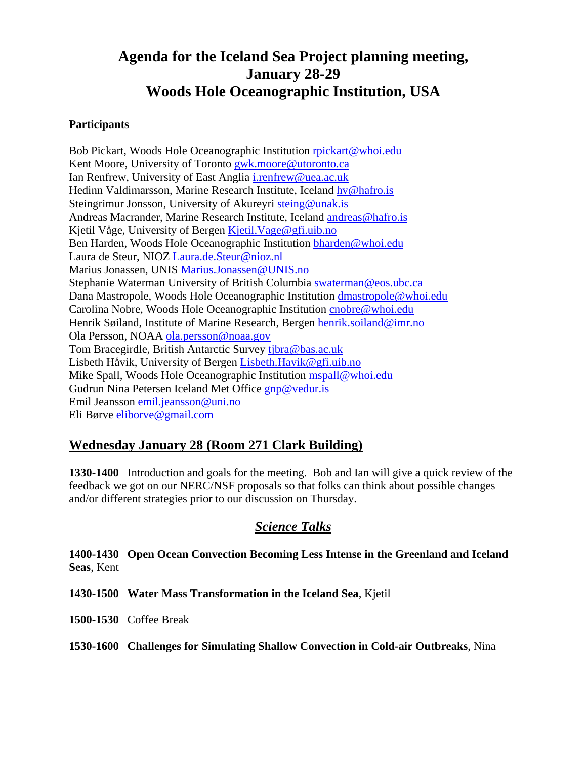# Agenda for the Iceland Sea Project planning meeting, January 28-29 Woods Hole Oceanographic Institution, USA

**Participants**

Bob Pickart, Woods Hole Oceanographic Institution rpickart@whoi.edu
Kent Moore, University of Toronto gwk.moore@utoronto.ca
Ian Renfrew, University of East Anglia i.renfrew@uea.ac.uk
Hedinn Valdimarsson, Marine Research Institute, Iceland hv@hafro.is
Steingrimur Jonsson, University of Akureyri steing@unak.is
Andreas Macrander, Marine Research Institute, Iceland andreas@hafro.is
Kjetil Våge, University of Bergen Kjetil.Vage@gfi.uib.no
Ben Harden, Woods Hole Oceanographic Institution bharden@whoi.edu
Laura de Steur, NIOZ Laura.de.Steur@nioz.nl
Marius Jonassen, UNIS Marius.Jonassen@UNIS.no
Stephanie Waterman University of British Columbia swaterman@eos.ubc.ca
Dana Mastropole, Woods Hole Oceanographic Institution dmastropole@whoi.edu
Carolina Nobre, Woods Hole Oceanographic Institution cnobre@whoi.edu
Henrik Søiland, Institute of Marine Research, Bergen henrik.soiland@imr.no
Ola Persson, NOAA ola.persson@noaa.gov
Tom Bracegirdle, British Antarctic Survey tjbra@bas.ac.uk
Lisbeth Håvik, University of Bergen Lisbeth.Havik@gfi.uib.no
Mike Spall, Woods Hole Oceanographic Institution mspall@whoi.edu
Gudrun Nina Petersen Iceland Met Office gnp@vedur.is
Emil Jeansson emil.jeansson@uni.no
Eli Børve eliborve@gmail.com

## Wednesday January 28 (Room 271 Clark Building)

**1330-1400** Introduction and goals for the meeting. Bob and Ian will give a quick review of the feedback we got on our NERC/NSF proposals so that folks can think about possible changes and/or different strategies prior to our discussion on Thursday.

### *Science Talks*

**1400-1430 Open Ocean Convection Becoming Less Intense in the Greenland and Iceland Seas**, Kent

**1430-1500 Water Mass Transformation in the Iceland Sea**, Kjetil

**1500-1530** Coffee Break

**1530-1600 Challenges for Simulating Shallow Convection in Cold-air Outbreaks**, Nina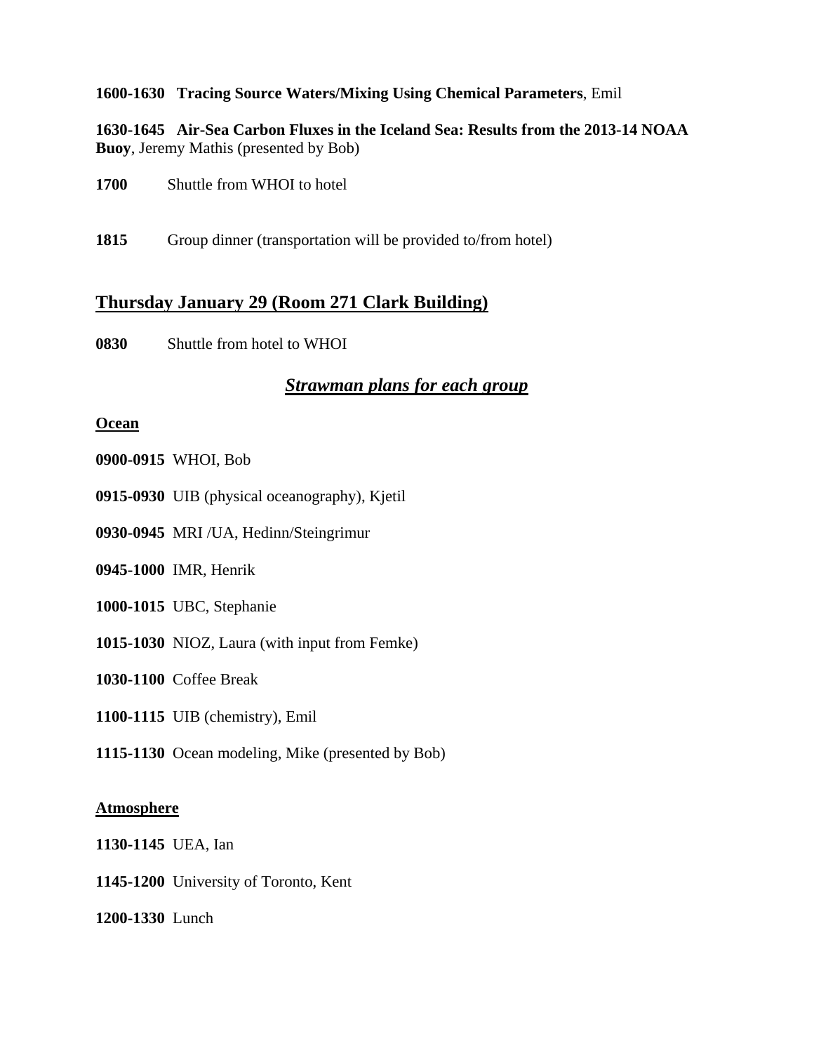**1600-1630 Tracing Source Waters/Mixing Using Chemical Parameters**, Emil

**1630-1645 Air-Sea Carbon Fluxes in the Iceland Sea: Results from the 2013-14 NOAA Buoy**, Jeremy Mathis (presented by Bob)

**1700** Shuttle from WHOI to hotel

**1815** Group dinner (transportation will be provided to/from hotel)

## Thursday January 29 (Room 271 Clark Building)

**0830** Shuttle from hotel to WHOI

### *Strawman plans for each group*

**Ocean**

**0900-0915** WHOI, Bob

**0915-0930** UIB (physical oceanography), Kjetil

**0930-0945** MRI /UA, Hedinn/Steingrimur

**0945-1000** IMR, Henrik

**1000-1015** UBC, Stephanie

**1015-1030** NIOZ, Laura (with input from Femke)

**1030-1100** Coffee Break

**1100-1115** UIB (chemistry), Emil

**1115-1130** Ocean modeling, Mike (presented by Bob)

**Atmosphere**

**1130-1145** UEA, Ian

**1145-1200** University of Toronto, Kent

**1200-1330** Lunch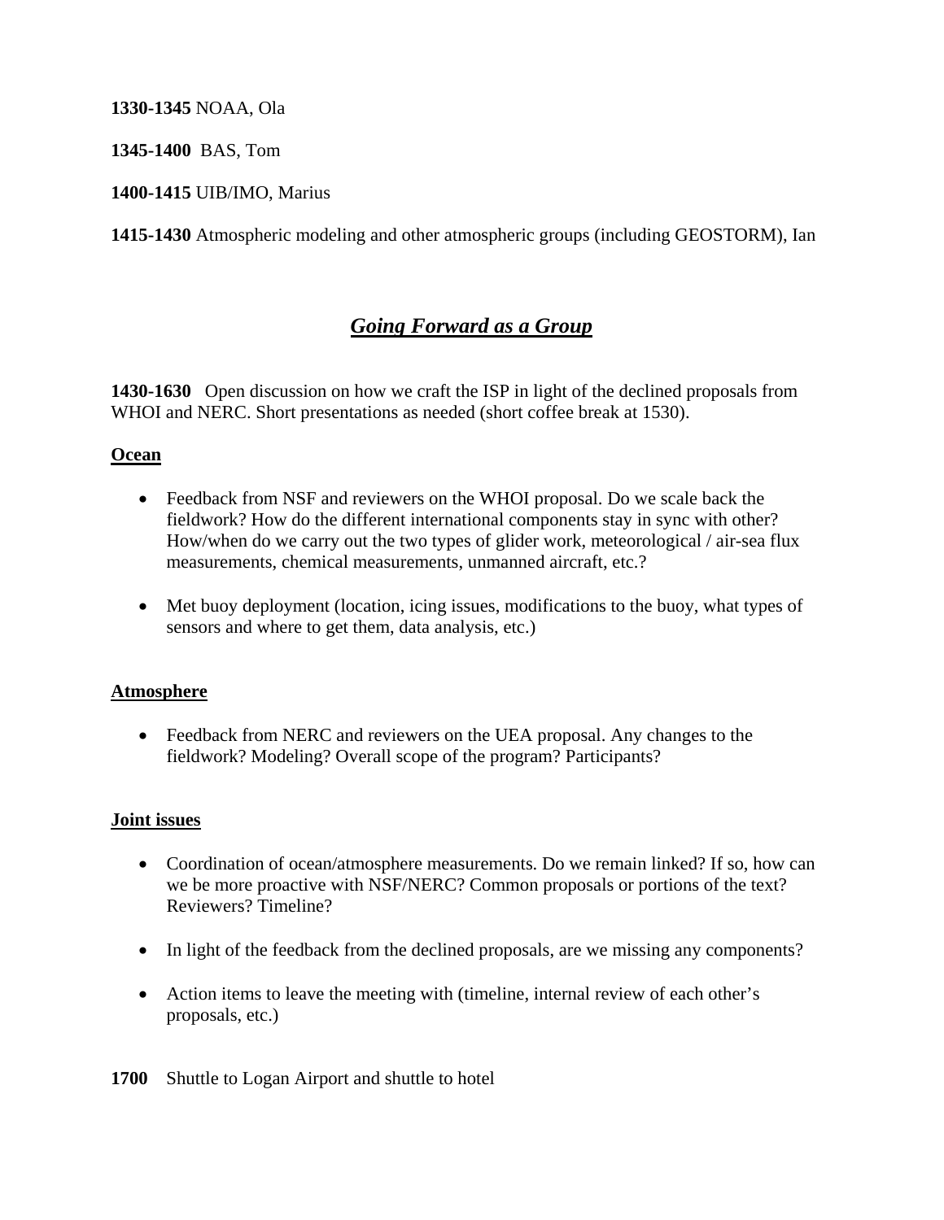**1330-1345** NOAA, Ola

**1345-1400** BAS, Tom

**1400-1415** UIB/IMO, Marius

**1415-1430** Atmospheric modeling and other atmospheric groups (including GEOSTORM), Ian

## ***Going Forward as a Group***

**1430-1630** Open discussion on how we craft the ISP in light of the declined proposals from WHOI and NERC. Short presentations as needed (short coffee break at 1530).

### Ocean

- Feedback from NSF and reviewers on the WHOI proposal. Do we scale back the fieldwork? How do the different international components stay in sync with other? How/when do we carry out the two types of glider work, meteorological / air-sea flux measurements, chemical measurements, unmanned aircraft, etc.?

- Met buoy deployment (location, icing issues, modifications to the buoy, what types of sensors and where to get them, data analysis, etc.)

### Atmosphere

- Feedback from NERC and reviewers on the UEA proposal. Any changes to the fieldwork? Modeling? Overall scope of the program? Participants?

### Joint issues

- Coordination of ocean/atmosphere measurements. Do we remain linked? If so, how can we be more proactive with NSF/NERC? Common proposals or portions of the text? Reviewers? Timeline?

- In light of the feedback from the declined proposals, are we missing any components?

- Action items to leave the meeting with (timeline, internal review of each other's proposals, etc.)

**1700** Shuttle to Logan Airport and shuttle to hotel